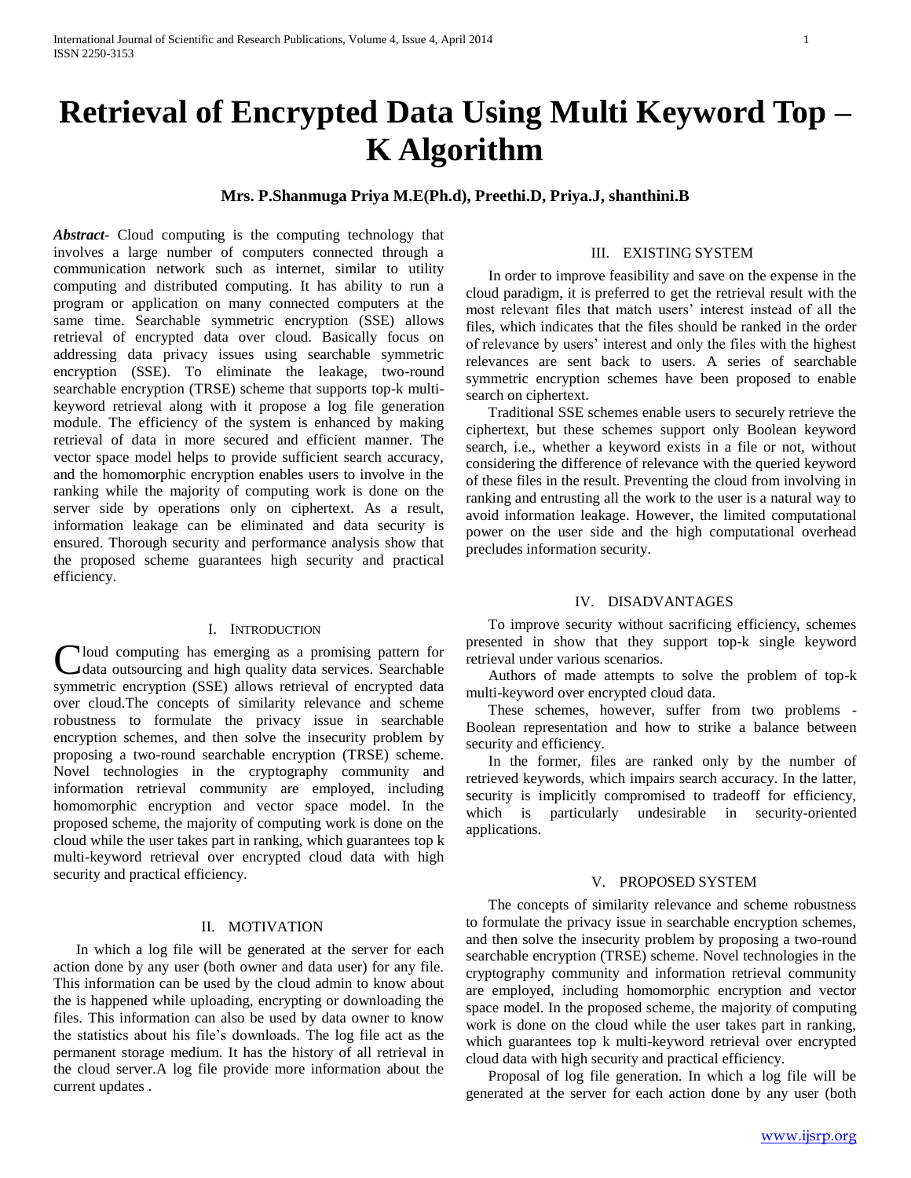# Retrieval of Encrypted Data Using Multi Keyword Top – K Algorithm

**Mrs. P.Shanmuga Priya M.E(Ph.d), Preethi.D, Priya.J, shanthini.B**

***Abstract***- Cloud computing is the computing technology that involves a large number of computers connected through a communication network such as internet, similar to utility computing and distributed computing. It has ability to run a program or application on many connected computers at the same time. Searchable symmetric encryption (SSE) allows retrieval of encrypted data over cloud. Basically focus on addressing data privacy issues using searchable symmetric encryption (SSE). To eliminate the leakage, two-round searchable encryption (TRSE) scheme that supports top-k multi-keyword retrieval along with it propose a log file generation module. The efficiency of the system is enhanced by making retrieval of data in more secured and efficient manner. The vector space model helps to provide sufficient search accuracy, and the homomorphic encryption enables users to involve in the ranking while the majority of computing work is done on the server side by operations only on ciphertext. As a result, information leakage can be eliminated and data security is ensured. Thorough security and performance analysis show that the proposed scheme guarantees high security and practical efficiency.

## I. Introduction

Cloud computing has emerging as a promising pattern for data outsourcing and high quality data services. Searchable symmetric encryption (SSE) allows retrieval of encrypted data over cloud.The concepts of similarity relevance and scheme robustness to formulate the privacy issue in searchable encryption schemes, and then solve the insecurity problem by proposing a two-round searchable encryption (TRSE) scheme. Novel technologies in the cryptography community and information retrieval community are employed, including homomorphic encryption and vector space model. In the proposed scheme, the majority of computing work is done on the cloud while the user takes part in ranking, which guarantees top k multi-keyword retrieval over encrypted cloud data with high security and practical efficiency.

## II. MOTIVATION

In which a log file will be generated at the server for each action done by any user (both owner and data user) for any file. This information can be used by the cloud admin to know about the is happened while uploading, encrypting or downloading the files. This information can also be used by data owner to know the statistics about his file's downloads. The log file act as the permanent storage medium. It has the history of all retrieval in the cloud server.A log file provide more information about the current updates .

## III. EXISTING SYSTEM

In order to improve feasibility and save on the expense in the cloud paradigm, it is preferred to get the retrieval result with the most relevant files that match users' interest instead of all the files, which indicates that the files should be ranked in the order of relevance by users' interest and only the files with the highest relevances are sent back to users. A series of searchable symmetric encryption schemes have been proposed to enable search on ciphertext.

Traditional SSE schemes enable users to securely retrieve the ciphertext, but these schemes support only Boolean keyword search, i.e., whether a keyword exists in a file or not, without considering the difference of relevance with the queried keyword of these files in the result. Preventing the cloud from involving in ranking and entrusting all the work to the user is a natural way to avoid information leakage. However, the limited computational power on the user side and the high computational overhead precludes information security.

## IV. DISADVANTAGES

To improve security without sacrificing efficiency, schemes presented in show that they support top-k single keyword retrieval under various scenarios.

Authors of made attempts to solve the problem of top-k multi-keyword over encrypted cloud data.

These schemes, however, suffer from two problems - Boolean representation and how to strike a balance between security and efficiency.

In the former, files are ranked only by the number of retrieved keywords, which impairs search accuracy. In the latter, security is implicitly compromised to tradeoff for efficiency, which is particularly undesirable in security-oriented applications.

## V. PROPOSED SYSTEM

The concepts of similarity relevance and scheme robustness to formulate the privacy issue in searchable encryption schemes, and then solve the insecurity problem by proposing a two-round searchable encryption (TRSE) scheme. Novel technologies in the cryptography community and information retrieval community are employed, including homomorphic encryption and vector space model. In the proposed scheme, the majority of computing work is done on the cloud while the user takes part in ranking, which guarantees top k multi-keyword retrieval over encrypted cloud data with high security and practical efficiency.

Proposal of log file generation. In which a log file will be generated at the server for each action done by any user (both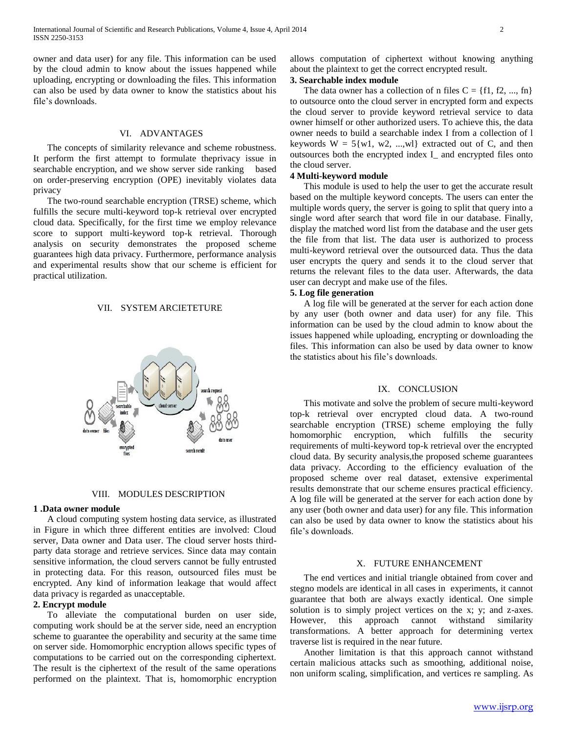owner and data user) for any file. This information can be used by the cloud admin to know about the issues happened while uploading, encrypting or downloading the files. This information can also be used by data owner to know the statistics about his file's downloads.

## VI. ADVANTAGES

The concepts of similarity relevance and scheme robustness. It perform the first attempt to formulate theprivacy issue in searchable encryption, and we show server side ranking based on order-preserving encryption (OPE) inevitably violates data privacy

The two-round searchable encryption (TRSE) scheme, which fulfills the secure multi-keyword top-k retrieval over encrypted cloud data. Specifically, for the first time we employ relevance score to support multi-keyword top-k retrieval. Thorough analysis on security demonstrates the proposed scheme guarantees high data privacy. Furthermore, performance analysis and experimental results show that our scheme is efficient for practical utilization.

## VII. SYSTEM ARCIETETURE

## VIII. MODULES DESCRIPTION

**1 .Data owner module**

A cloud computing system hosting data service, as illustrated in Figure in which three different entities are involved: Cloud server, Data owner and Data user. The cloud server hosts third-party data storage and retrieve services. Since data may contain sensitive information, the cloud servers cannot be fully entrusted in protecting data. For this reason, outsourced files must be encrypted. Any kind of information leakage that would affect data privacy is regarded as unacceptable.

**2. Encrypt module**

To alleviate the computational burden on user side, computing work should be at the server side, need an encryption scheme to guarantee the operability and security at the same time on server side. Homomorphic encryption allows specific types of computations to be carried out on the corresponding ciphertext. The result is the ciphertext of the result of the same operations performed on the plaintext. That is, homomorphic encryption allows computation of ciphertext without knowing anything about the plaintext to get the correct encrypted result.

**3. Searchable index module**

The data owner has a collection of n files C = {f1, f2, ..., fn} to outsource onto the cloud server in encrypted form and expects the cloud server to provide keyword retrieval service to data owner himself or other authorized users. To achieve this, the data owner needs to build a searchable index I from a collection of l keywords W = 5{w1, w2, ...,wl} extracted out of C, and then outsources both the encrypted index I_ and encrypted files onto the cloud server.

**4 Multi-keyword module**

This module is used to help the user to get the accurate result based on the multiple keyword concepts. The users can enter the multiple words query, the server is going to split that query into a single word after search that word file in our database. Finally, display the matched word list from the database and the user gets the file from that list. The data user is authorized to process multi-keyword retrieval over the outsourced data. Thus the data user encrypts the query and sends it to the cloud server that returns the relevant files to the data user. Afterwards, the data user can decrypt and make use of the files.

**5. Log file generation**

A log file will be generated at the server for each action done by any user (both owner and data user) for any file. This information can be used by the cloud admin to know about the issues happened while uploading, encrypting or downloading the files. This information can also be used by data owner to know the statistics about his file's downloads.

## IX. CONCLUSION

This motivate and solve the problem of secure multi-keyword top-k retrieval over encrypted cloud data. A two-round searchable encryption (TRSE) scheme employing the fully homomorphic encryption, which fulfills the security requirements of multi-keyword top-k retrieval over the encrypted cloud data. By security analysis,the proposed scheme guarantees data privacy. According to the efficiency evaluation of the proposed scheme over real dataset, extensive experimental results demonstrate that our scheme ensures practical efficiency. A log file will be generated at the server for each action done by any user (both owner and data user) for any file. This information can also be used by data owner to know the statistics about his file's downloads.

## X. FUTURE ENHANCEMENT

The end vertices and initial triangle obtained from cover and stegno models are identical in all cases in experiments, it cannot guarantee that both are always exactly identical. One simple solution is to simply project vertices on the x; y; and z-axes. However, this approach cannot withstand similarity transformations. A better approach for determining vertex traverse list is required in the near future.

Another limitation is that this approach cannot withstand certain malicious attacks such as smoothing, additional noise, non uniform scaling, simplification, and vertices re sampling. As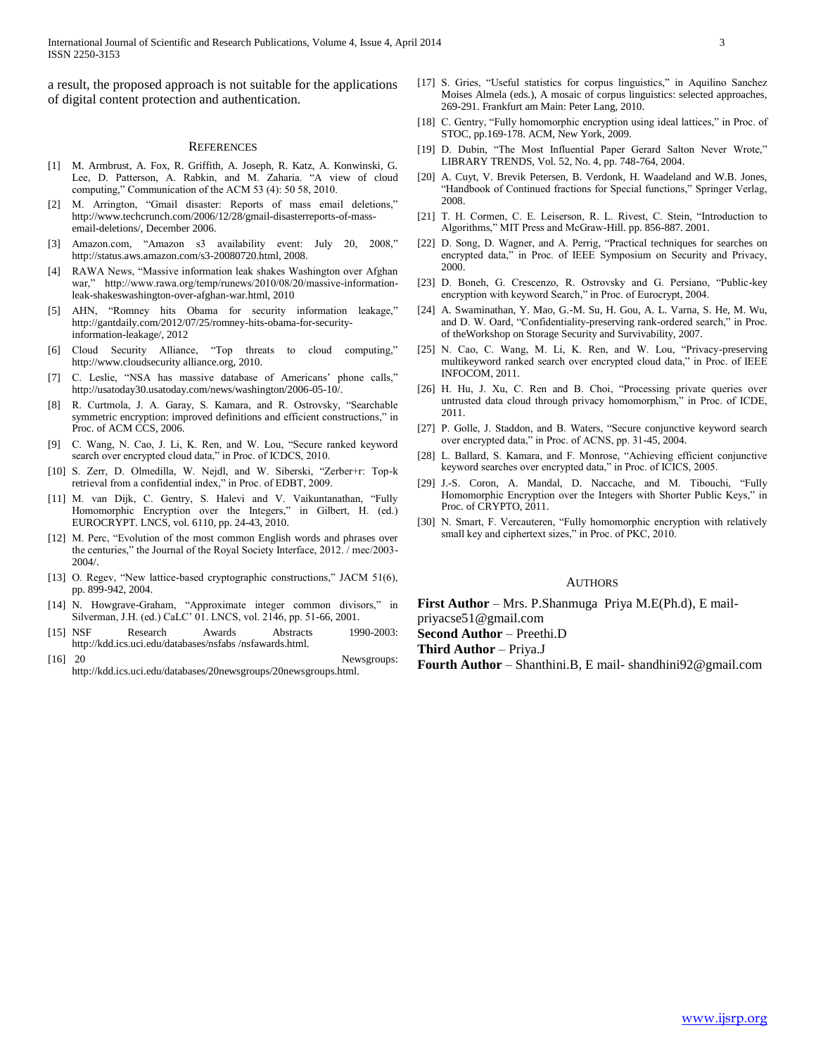a result, the proposed approach is not suitable for the applications of digital content protection and authentication.

## REFERENCES

[1] M. Armbrust, A. Fox, R. Griffith, A. Joseph, R. Katz, A. Konwinski, G. Lee, D. Patterson, A. Rabkin, and M. Zaharia. "A view of cloud computing," Communication of the ACM 53 (4): 50 58, 2010.

[2] M. Arrington, "Gmail disaster: Reports of mass email deletions," http://www.techcrunch.com/2006/12/28/gmail-disasterreports-of-mass-email-deletions/, December 2006.

[3] Amazon.com, "Amazon s3 availability event: July 20, 2008," http://status.aws.amazon.com/s3-20080720.html, 2008.

[4] RAWA News, "Massive information leak shakes Washington over Afghan war," http://www.rawa.org/temp/runews/2010/08/20/massive-information-leak-shakeswashington-over-afghan-war.html, 2010

[5] AHN, "Romney hits Obama for security information leakage," http://gantdaily.com/2012/07/25/romney-hits-obama-for-security-information-leakage/, 2012

[6] Cloud Security Alliance, "Top threats to cloud computing," http://www.cloudsecurity alliance.org, 2010.

[7] C. Leslie, "NSA has massive database of Americans' phone calls," http://usatoday30.usatoday.com/news/washington/2006-05-10/.

[8] R. Curtmola, J. A. Garay, S. Kamara, and R. Ostrovsky, "Searchable symmetric encryption: improved definitions and efficient constructions," in Proc. of ACM CCS, 2006.

[9] C. Wang, N. Cao, J. Li, K. Ren, and W. Lou, "Secure ranked keyword search over encrypted cloud data," in Proc. of ICDCS, 2010.

[10] S. Zerr, D. Olmedilla, W. Nejdl, and W. Siberski, "Zerber+r: Top-k retrieval from a confidential index," in Proc. of EDBT, 2009.

[11] M. van Dijk, C. Gentry, S. Halevi and V. Vaikuntanathan, "Fully Homomorphic Encryption over the Integers," in Gilbert, H. (ed.) EUROCRYPT. LNCS, vol. 6110, pp. 24-43, 2010.

[12] M. Perc, "Evolution of the most common English words and phrases over the centuries," the Journal of the Royal Society Interface, 2012. / mec/2003-2004/.

[13] O. Regev, "New lattice-based cryptographic constructions," JACM 51(6), pp. 899-942, 2004.

[14] N. Howgrave-Graham, "Approximate integer common divisors," in Silverman, J.H. (ed.) CaLC' 01. LNCS, vol. 2146, pp. 51-66, 2001.

[15] NSF Research Awards Abstracts 1990-2003: http://kdd.ics.uci.edu/databases/nsfabs /nsfawards.html.

[16] 20 Newsgroups: http://kdd.ics.uci.edu/databases/20newsgroups/20newsgroups.html.

[17] S. Gries, "Useful statistics for corpus linguistics," in Aquilino Sanchez Moises Almela (eds.), A mosaic of corpus linguistics: selected approaches, 269-291. Frankfurt am Main: Peter Lang, 2010.

[18] C. Gentry, "Fully homomorphic encryption using ideal lattices," in Proc. of STOC, pp.169-178. ACM, New York, 2009.

[19] D. Dubin, "The Most Influential Paper Gerard Salton Never Wrote," LIBRARY TRENDS, Vol. 52, No. 4, pp. 748-764, 2004.

[20] A. Cuyt, V. Brevik Petersen, B. Verdonk, H. Waadeland and W.B. Jones, "Handbook of Continued fractions for Special functions," Springer Verlag, 2008.

[21] T. H. Cormen, C. E. Leiserson, R. L. Rivest, C. Stein, "Introduction to Algorithms," MIT Press and McGraw-Hill. pp. 856-887. 2001.

[22] D. Song, D. Wagner, and A. Perrig, "Practical techniques for searches on encrypted data," in Proc. of IEEE Symposium on Security and Privacy, 2000.

[23] D. Boneh, G. Crescenzo, R. Ostrovsky and G. Persiano, "Public-key encryption with keyword Search," in Proc. of Eurocrypt, 2004.

[24] A. Swaminathan, Y. Mao, G.-M. Su, H. Gou, A. L. Varna, S. He, M. Wu, and D. W. Oard, "Confidentiality-preserving rank-ordered search," in Proc. of theWorkshop on Storage Security and Survivability, 2007.

[25] N. Cao, C. Wang, M. Li, K. Ren, and W. Lou, "Privacy-preserving multikeyword ranked search over encrypted cloud data," in Proc. of IEEE INFOCOM, 2011.

[26] H. Hu, J. Xu, C. Ren and B. Choi, "Processing private queries over untrusted data cloud through privacy homomorphism," in Proc. of ICDE, 2011.

[27] P. Golle, J. Staddon, and B. Waters, "Secure conjunctive keyword search over encrypted data," in Proc. of ACNS, pp. 31-45, 2004.

[28] L. Ballard, S. Kamara, and F. Monrose, "Achieving efficient conjunctive keyword searches over encrypted data," in Proc. of ICICS, 2005.

[29] J.-S. Coron, A. Mandal, D. Naccache, and M. Tibouchi, "Fully Homomorphic Encryption over the Integers with Shorter Public Keys," in Proc. of CRYPTO, 2011.

[30] N. Smart, F. Vercauteren, "Fully homomorphic encryption with relatively small key and ciphertext sizes," in Proc. of PKC, 2010.

## AUTHORS

**First Author** – Mrs. P.Shanmuga Priya M.E(Ph.d), E mail-priyacse51@gmail.com

**Second Author** – Preethi.D

**Third Author** – Priya.J

**Fourth Author** – Shanthini.B, E mail- shandhini92@gmail.com